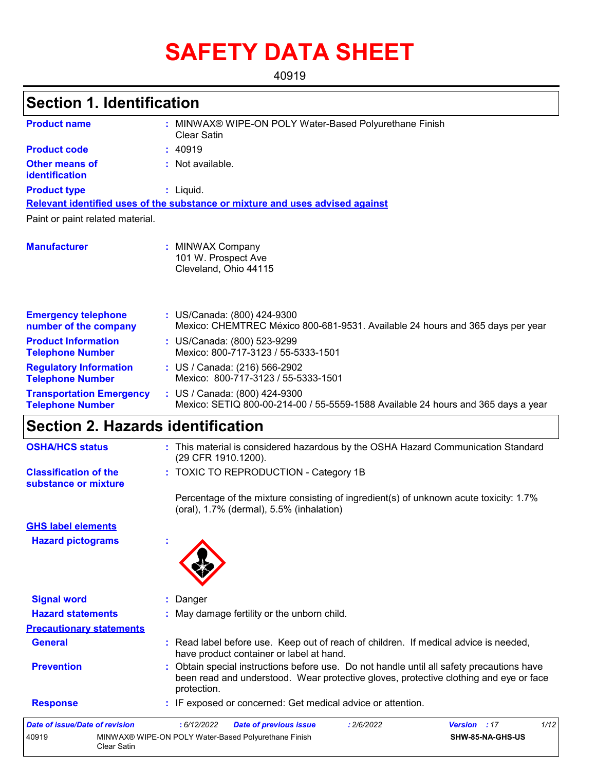# SAFETY DATA SHEET

40919

## Section 1. Identification

**Product name** : MINWAX® WIPE-ON POLY Water-Based Polyurethane Finish Clear Satin

**Product code** : 40919

**Other means of identification** : Not available.

**Product type** : Liquid.

**Relevant identified uses of the substance or mixture and uses advised against**

Paint or paint related material.

**Manufacturer** : MINWAX Company
101 W. Prospect Ave
Cleveland, Ohio 44115

**Emergency telephone number of the company** : US/Canada: (800) 424-9300
Mexico: CHEMTREC México 800-681-9531. Available 24 hours and 365 days per year

**Product Information Telephone Number** : US/Canada: (800) 523-9299
Mexico: 800-717-3123 / 55-5333-1501

**Regulatory Information Telephone Number** : US / Canada: (216) 566-2902
Mexico: 800-717-3123 / 55-5333-1501

**Transportation Emergency Telephone Number** : US / Canada: (800) 424-9300
Mexico: SETIQ 800-00-214-00 / 55-5559-1588 Available 24 hours and 365 days a year

## Section 2. Hazards identification

**OSHA/HCS status** : This material is considered hazardous by the OSHA Hazard Communication Standard (29 CFR 1910.1200).

**Classification of the substance or mixture** : TOXIC TO REPRODUCTION - Category 1B

Percentage of the mixture consisting of ingredient(s) of unknown acute toxicity: 1.7% (oral), 1.7% (dermal), 5.5% (inhalation)

**GHS label elements**

**Hazard pictograms** :

**Signal word** : Danger

**Hazard statements** : May damage fertility or the unborn child.

**Precautionary statements**

**General** : Read label before use. Keep out of reach of children. If medical advice is needed, have product container or label at hand.

**Prevention** : Obtain special instructions before use. Do not handle until all safety precautions have been read and understood. Wear protective gloves, protective clothing and eye or face protection.

**Response** : IF exposed or concerned: Get medical advice or attention.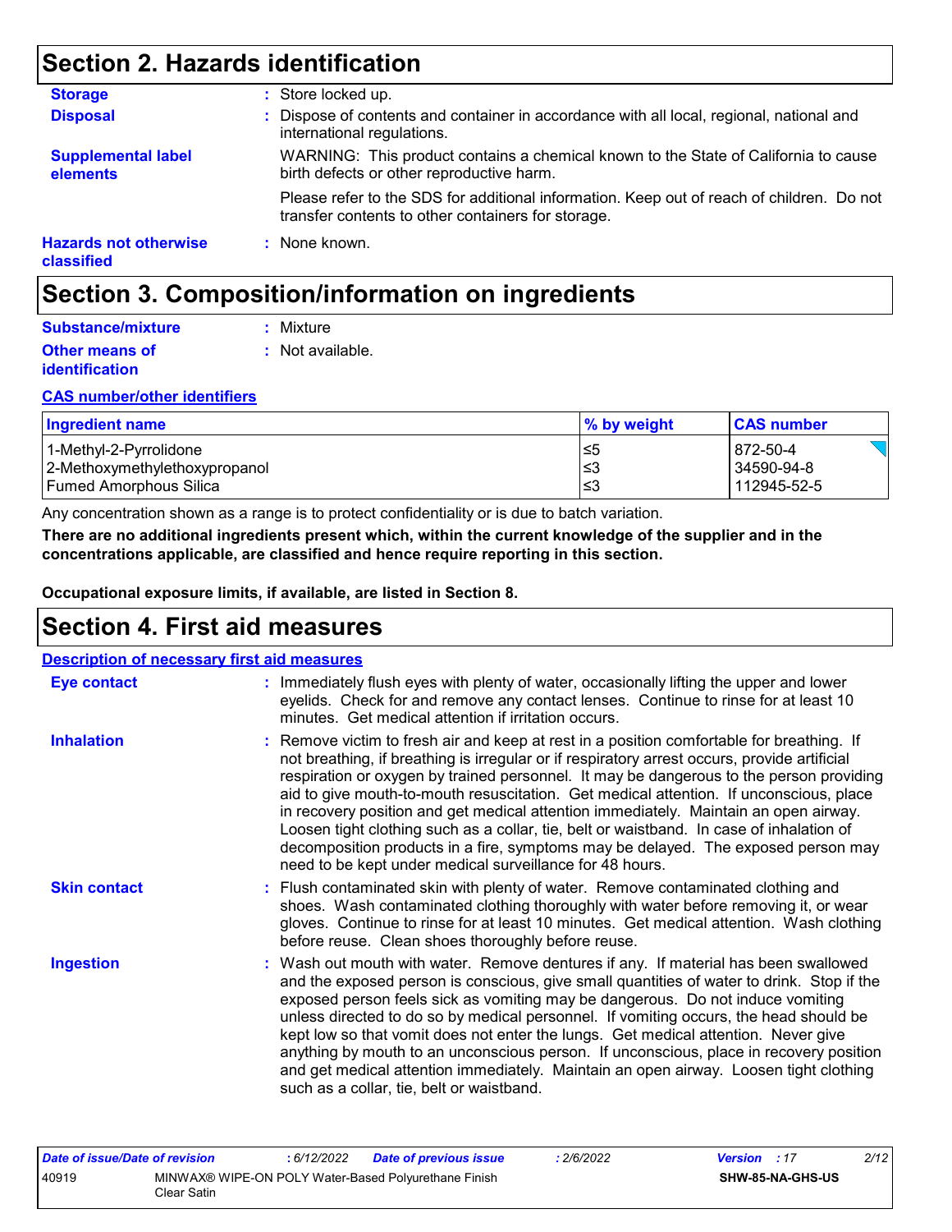## Section 2. Hazards identification

**Storage** : Store locked up.

**Disposal** : Dispose of contents and container in accordance with all local, regional, national and international regulations.

**Supplemental label elements** WARNING: This product contains a chemical known to the State of California to cause birth defects or other reproductive harm.

Please refer to the SDS for additional information. Keep out of reach of children. Do not transfer contents to other containers for storage.

**Hazards not otherwise classified** : None known.

## Section 3. Composition/information on ingredients

**Substance/mixture** : Mixture

**Other means of identification** : Not available.

**CAS number/other identifiers**

| Ingredient name | % by weight | CAS number |
| --- | --- | --- |
| 1-Methyl-2-Pyrrolidone | ≤5 | 872-50-4 |
| 2-Methoxymethylethoxypropanol | ≤3 | 34590-94-8 |
| Fumed Amorphous Silica | ≤3 | 112945-52-5 |

Any concentration shown as a range is to protect confidentiality or is due to batch variation.

**There are no additional ingredients present which, within the current knowledge of the supplier and in the concentrations applicable, are classified and hence require reporting in this section.**

**Occupational exposure limits, if available, are listed in Section 8.**

## Section 4. First aid measures

**Description of necessary first aid measures**

**Eye contact** : Immediately flush eyes with plenty of water, occasionally lifting the upper and lower eyelids. Check for and remove any contact lenses. Continue to rinse for at least 10 minutes. Get medical attention if irritation occurs.

**Inhalation** : Remove victim to fresh air and keep at rest in a position comfortable for breathing. If not breathing, if breathing is irregular or if respiratory arrest occurs, provide artificial respiration or oxygen by trained personnel. It may be dangerous to the person providing aid to give mouth-to-mouth resuscitation. Get medical attention. If unconscious, place in recovery position and get medical attention immediately. Maintain an open airway. Loosen tight clothing such as a collar, tie, belt or waistband. In case of inhalation of decomposition products in a fire, symptoms may be delayed. The exposed person may need to be kept under medical surveillance for 48 hours.

**Skin contact** : Flush contaminated skin with plenty of water. Remove contaminated clothing and shoes. Wash contaminated clothing thoroughly with water before removing it, or wear gloves. Continue to rinse for at least 10 minutes. Get medical attention. Wash clothing before reuse. Clean shoes thoroughly before reuse.

**Ingestion** : Wash out mouth with water. Remove dentures if any. If material has been swallowed and the exposed person is conscious, give small quantities of water to drink. Stop if the exposed person feels sick as vomiting may be dangerous. Do not induce vomiting unless directed to do so by medical personnel. If vomiting occurs, the head should be kept low so that vomit does not enter the lungs. Get medical attention. Never give anything by mouth to an unconscious person. If unconscious, place in recovery position and get medical attention immediately. Maintain an open airway. Loosen tight clothing such as a collar, tie, belt or waistband.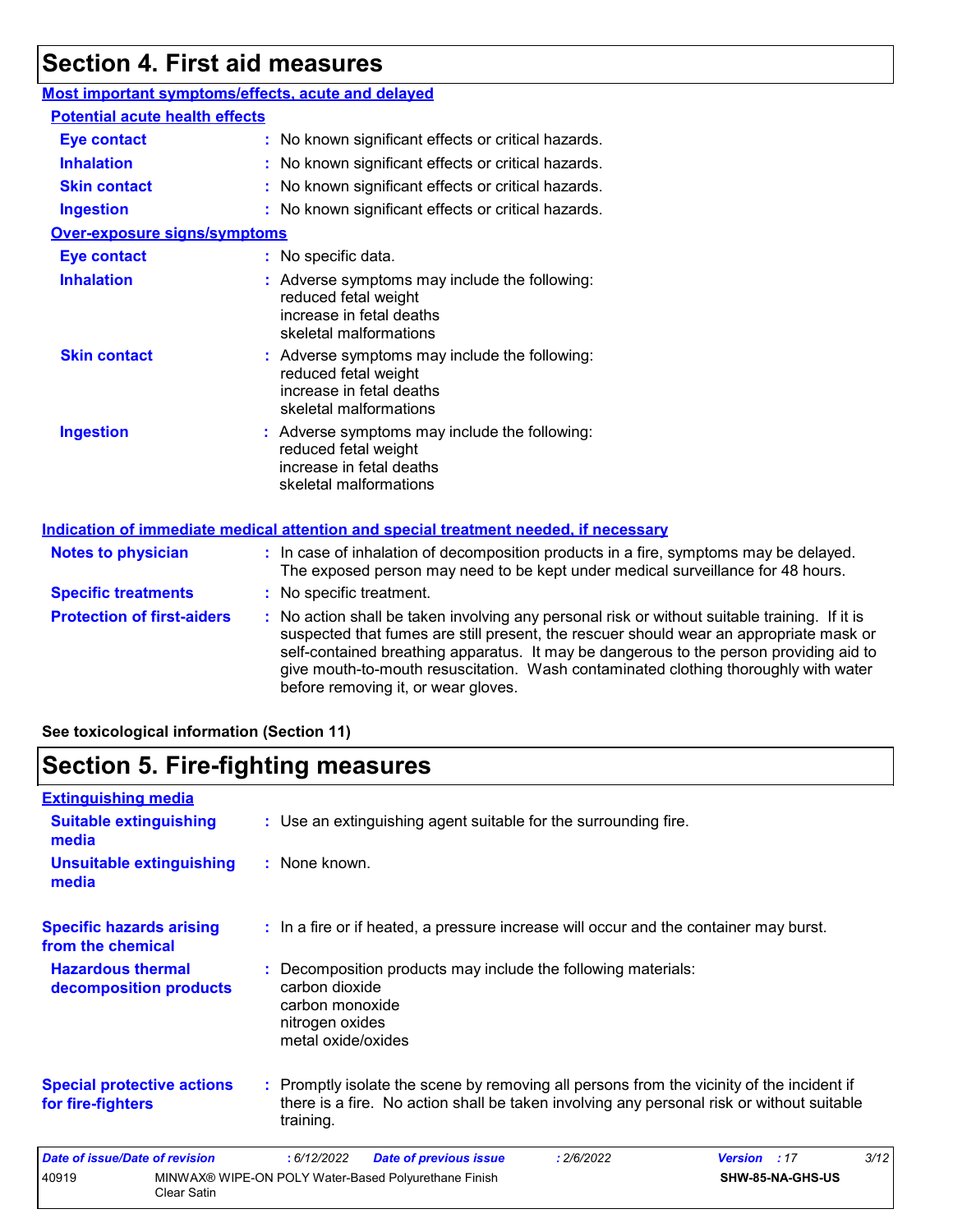## Section 4. First aid measures

### Most important symptoms/effects, acute and delayed

#### Potential acute health effects

**Eye contact** : No known significant effects or critical hazards.

**Inhalation** : No known significant effects or critical hazards.

**Skin contact** : No known significant effects or critical hazards.

**Ingestion** : No known significant effects or critical hazards.

#### Over-exposure signs/symptoms

**Eye contact** : No specific data.

**Inhalation** : Adverse symptoms may include the following:
reduced fetal weight
increase in fetal deaths
skeletal malformations

**Skin contact** : Adverse symptoms may include the following:
reduced fetal weight
increase in fetal deaths
skeletal malformations

**Ingestion** : Adverse symptoms may include the following:
reduced fetal weight
increase in fetal deaths
skeletal malformations

### Indication of immediate medical attention and special treatment needed, if necessary

**Notes to physician** : In case of inhalation of decomposition products in a fire, symptoms may be delayed. The exposed person may need to be kept under medical surveillance for 48 hours.

**Specific treatments** : No specific treatment.

**Protection of first-aiders** : No action shall be taken involving any personal risk or without suitable training. If it is suspected that fumes are still present, the rescuer should wear an appropriate mask or self-contained breathing apparatus. It may be dangerous to the person providing aid to give mouth-to-mouth resuscitation. Wash contaminated clothing thoroughly with water before removing it, or wear gloves.

**See toxicological information (Section 11)**

## Section 5. Fire-fighting measures

### Extinguishing media

**Suitable extinguishing media** : Use an extinguishing agent suitable for the surrounding fire.

**Unsuitable extinguishing media** : None known.

**Specific hazards arising from the chemical** : In a fire or if heated, a pressure increase will occur and the container may burst.

**Hazardous thermal decomposition products** : Decomposition products may include the following materials:
carbon dioxide
carbon monoxide
nitrogen oxides
metal oxide/oxides

**Special protective actions for fire-fighters** : Promptly isolate the scene by removing all persons from the vicinity of the incident if there is a fire. No action shall be taken involving any personal risk or without suitable training.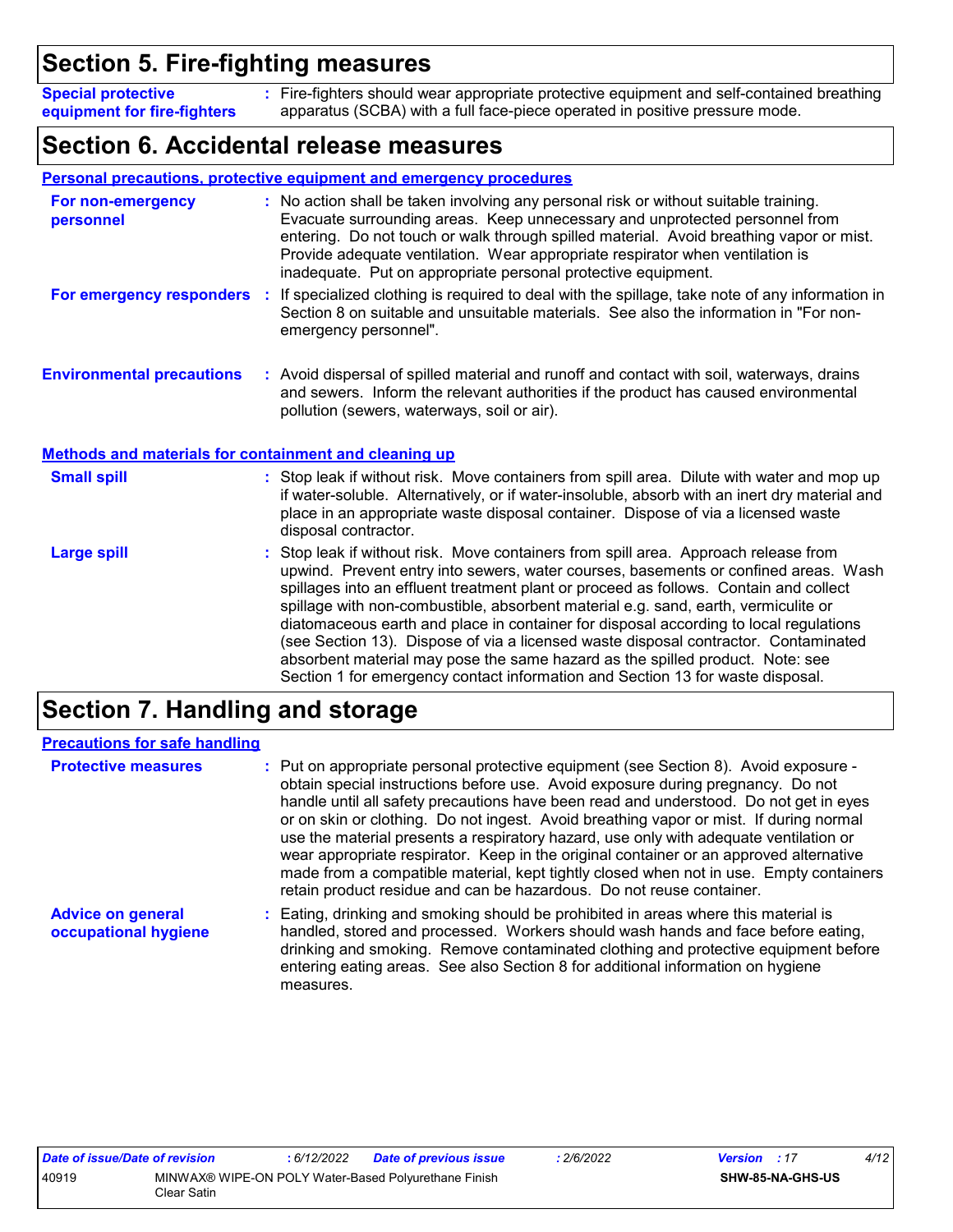# Section 5. Fire-fighting measures

**Special protective equipment for fire-fighters** : Fire-fighters should wear appropriate protective equipment and self-contained breathing apparatus (SCBA) with a full face-piece operated in positive pressure mode.

# Section 6. Accidental release measures

## Personal precautions, protective equipment and emergency procedures

**For non-emergency personnel** : No action shall be taken involving any personal risk or without suitable training. Evacuate surrounding areas. Keep unnecessary and unprotected personnel from entering. Do not touch or walk through spilled material. Avoid breathing vapor or mist. Provide adequate ventilation. Wear appropriate respirator when ventilation is inadequate. Put on appropriate personal protective equipment.

**For emergency responders** : If specialized clothing is required to deal with the spillage, take note of any information in Section 8 on suitable and unsuitable materials. See also the information in "For non-emergency personnel".

**Environmental precautions** : Avoid dispersal of spilled material and runoff and contact with soil, waterways, drains and sewers. Inform the relevant authorities if the product has caused environmental pollution (sewers, waterways, soil or air).

## Methods and materials for containment and cleaning up

**Small spill** : Stop leak if without risk. Move containers from spill area. Dilute with water and mop up if water-soluble. Alternatively, or if water-insoluble, absorb with an inert dry material and place in an appropriate waste disposal container. Dispose of via a licensed waste disposal contractor.

**Large spill** : Stop leak if without risk. Move containers from spill area. Approach release from upwind. Prevent entry into sewers, water courses, basements or confined areas. Wash spillages into an effluent treatment plant or proceed as follows. Contain and collect spillage with non-combustible, absorbent material e.g. sand, earth, vermiculite or diatomaceous earth and place in container for disposal according to local regulations (see Section 13). Dispose of via a licensed waste disposal contractor. Contaminated absorbent material may pose the same hazard as the spilled product. Note: see Section 1 for emergency contact information and Section 13 for waste disposal.

# Section 7. Handling and storage

## Precautions for safe handling

**Protective measures** : Put on appropriate personal protective equipment (see Section 8). Avoid exposure - obtain special instructions before use. Avoid exposure during pregnancy. Do not handle until all safety precautions have been read and understood. Do not get in eyes or on skin or clothing. Do not ingest. Avoid breathing vapor or mist. If during normal use the material presents a respiratory hazard, use only with adequate ventilation or wear appropriate respirator. Keep in the original container or an approved alternative made from a compatible material, kept tightly closed when not in use. Empty containers retain product residue and can be hazardous. Do not reuse container.

**Advice on general occupational hygiene** : Eating, drinking and smoking should be prohibited in areas where this material is handled, stored and processed. Workers should wash hands and face before eating, drinking and smoking. Remove contaminated clothing and protective equipment before entering eating areas. See also Section 8 for additional information on hygiene measures.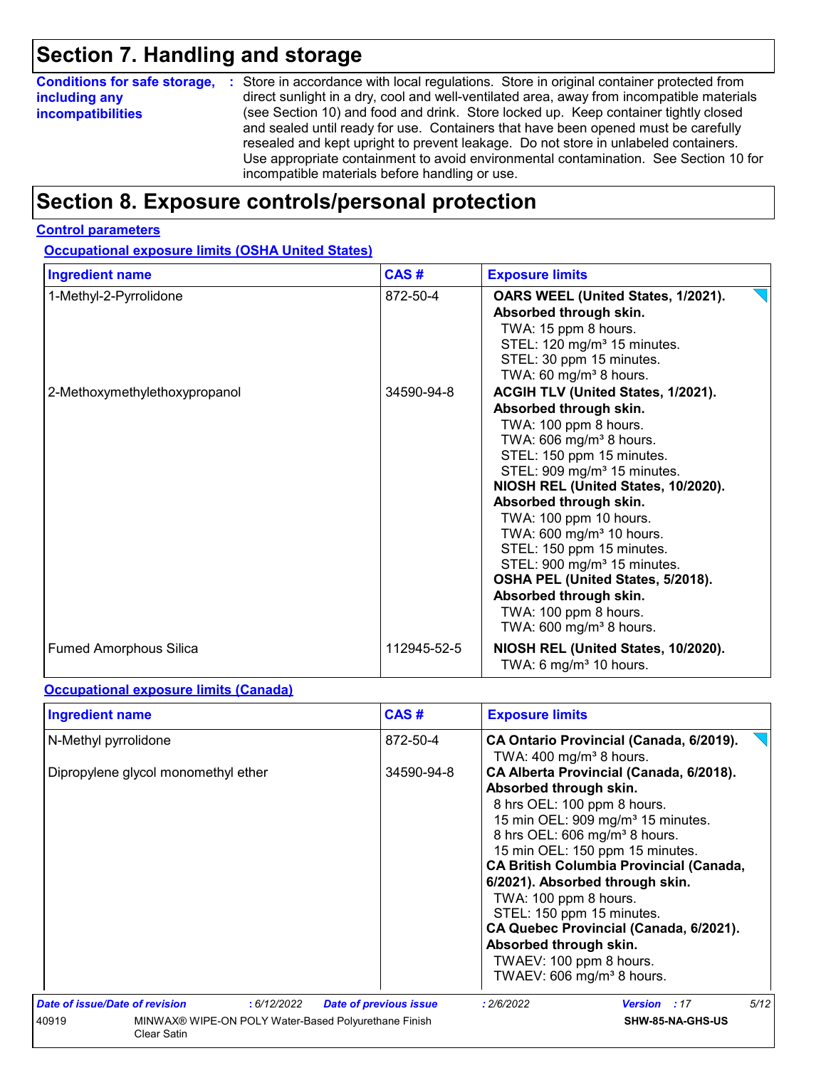## Section 7. Handling and storage

**Conditions for safe storage, including any incompatibilities** : Store in accordance with local regulations. Store in original container protected from direct sunlight in a dry, cool and well-ventilated area, away from incompatible materials (see Section 10) and food and drink. Store locked up. Keep container tightly closed and sealed until ready for use. Containers that have been opened must be carefully resealed and kept upright to prevent leakage. Do not store in unlabeled containers. Use appropriate containment to avoid environmental contamination. See Section 10 for incompatible materials before handling or use.

## Section 8. Exposure controls/personal protection

**Control parameters**

**Occupational exposure limits (OSHA United States)**

| Ingredient name | CAS # | Exposure limits |
|---|---|---|
| 1-Methyl-2-Pyrrolidone | 872-50-4 | **OARS WEEL (United States, 1/2021). Absorbed through skin.**<br>TWA: 15 ppm 8 hours.<br>STEL: 120 mg/m³ 15 minutes.<br>STEL: 30 ppm 15 minutes.<br>TWA: 60 mg/m³ 8 hours. |
| 2-Methoxymethylethoxypropanol | 34590-94-8 | **ACGIH TLV (United States, 1/2021). Absorbed through skin.**<br>TWA: 100 ppm 8 hours.<br>TWA: 606 mg/m³ 8 hours.<br>STEL: 150 ppm 15 minutes.<br>STEL: 909 mg/m³ 15 minutes.<br>**NIOSH REL (United States, 10/2020). Absorbed through skin.**<br>TWA: 100 ppm 10 hours.<br>TWA: 600 mg/m³ 10 hours.<br>STEL: 150 ppm 15 minutes.<br>STEL: 900 mg/m³ 15 minutes.<br>**OSHA PEL (United States, 5/2018). Absorbed through skin.**<br>TWA: 100 ppm 8 hours.<br>TWA: 600 mg/m³ 8 hours. |
| Fumed Amorphous Silica | 112945-52-5 | **NIOSH REL (United States, 10/2020).**<br>TWA: 6 mg/m³ 10 hours. |

**Occupational exposure limits (Canada)**

| Ingredient name | CAS # | Exposure limits |
|---|---|---|
| N-Methyl pyrrolidone | 872-50-4 | **CA Ontario Provincial (Canada, 6/2019).**<br>TWA: 400 mg/m³ 8 hours. |
| Dipropylene glycol monomethyl ether | 34590-94-8 | **CA Alberta Provincial (Canada, 6/2018). Absorbed through skin.**<br>8 hrs OEL: 100 ppm 8 hours.<br>15 min OEL: 909 mg/m³ 15 minutes.<br>8 hrs OEL: 606 mg/m³ 8 hours.<br>15 min OEL: 150 ppm 15 minutes.<br>**CA British Columbia Provincial (Canada, 6/2021). Absorbed through skin.**<br>TWA: 100 ppm 8 hours.<br>STEL: 150 ppm 15 minutes.<br>**CA Quebec Provincial (Canada, 6/2021). Absorbed through skin.**<br>TWAEV: 100 ppm 8 hours.<br>TWAEV: 606 mg/m³ 8 hours. |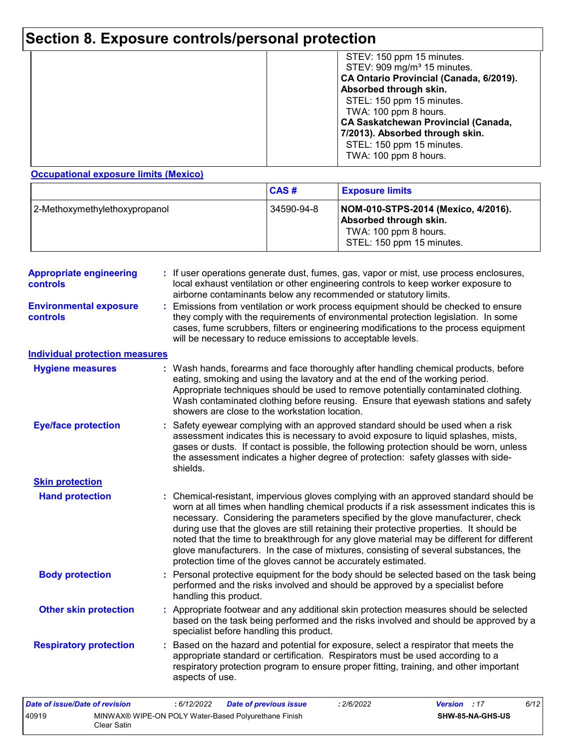## Section 8. Exposure controls/personal protection

| | | |
|---|---|---|
| | | STEV: 150 ppm 15 minutes.<br>STEV: 909 mg/m³ 15 minutes.<br>**CA Ontario Provincial (Canada, 6/2019). Absorbed through skin.**<br>STEL: 150 ppm 15 minutes.<br>TWA: 100 ppm 8 hours.<br>**CA Saskatchewan Provincial (Canada, 7/2013). Absorbed through skin.**<br>STEL: 150 ppm 15 minutes.<br>TWA: 100 ppm 8 hours. |

**Occupational exposure limits (Mexico)**

| | CAS # | Exposure limits |
|---|---|---|
| 2-Methoxymethylethoxypropanol | 34590-94-8 | **NOM-010-STPS-2014 (Mexico, 4/2016). Absorbed through skin.**<br>TWA: 100 ppm 8 hours.<br>STEL: 150 ppm 15 minutes. |

**Appropriate engineering controls** : If user operations generate dust, fumes, gas, vapor or mist, use process enclosures, local exhaust ventilation or other engineering controls to keep worker exposure to airborne contaminants below any recommended or statutory limits.

**Environmental exposure controls** : Emissions from ventilation or work process equipment should be checked to ensure they comply with the requirements of environmental protection legislation. In some cases, fume scrubbers, filters or engineering modifications to the process equipment will be necessary to reduce emissions to acceptable levels.

### Individual protection measures

**Hygiene measures** : Wash hands, forearms and face thoroughly after handling chemical products, before eating, smoking and using the lavatory and at the end of the working period. Appropriate techniques should be used to remove potentially contaminated clothing. Wash contaminated clothing before reusing. Ensure that eyewash stations and safety showers are close to the workstation location.

**Eye/face protection** : Safety eyewear complying with an approved standard should be used when a risk assessment indicates this is necessary to avoid exposure to liquid splashes, mists, gases or dusts. If contact is possible, the following protection should be worn, unless the assessment indicates a higher degree of protection: safety glasses with side-shields.

**Skin protection**

**Hand protection** : Chemical-resistant, impervious gloves complying with an approved standard should be worn at all times when handling chemical products if a risk assessment indicates this is necessary. Considering the parameters specified by the glove manufacturer, check during use that the gloves are still retaining their protective properties. It should be noted that the time to breakthrough for any glove material may be different for different glove manufacturers. In the case of mixtures, consisting of several substances, the protection time of the gloves cannot be accurately estimated.

**Body protection** : Personal protective equipment for the body should be selected based on the task being performed and the risks involved and should be approved by a specialist before handling this product.

**Other skin protection** : Appropriate footwear and any additional skin protection measures should be selected based on the task being performed and the risks involved and should be approved by a specialist before handling this product.

**Respiratory protection** : Based on the hazard and potential for exposure, select a respirator that meets the appropriate standard or certification. Respirators must be used according to a respiratory protection program to ensure proper fitting, training, and other important aspects of use.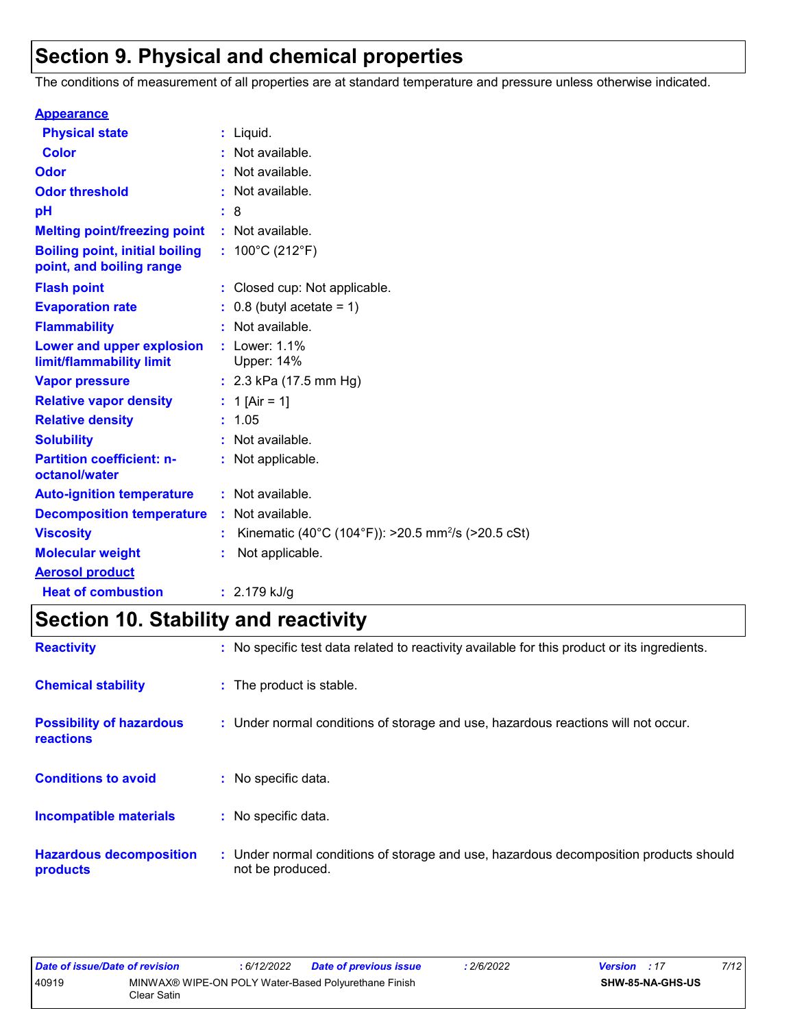## Section 9. Physical and chemical properties

The conditions of measurement of all properties are at standard temperature and pressure unless otherwise indicated.

**Appearance**

| Property | Value |
|---|---|
| **Physical state** | Liquid. |
| **Color** | Not available. |
| **Odor** | Not available. |
| **Odor threshold** | Not available. |
| **pH** | 8 |
| **Melting point/freezing point** | Not available. |
| **Boiling point, initial boiling point, and boiling range** | 100°C (212°F) |
| **Flash point** | Closed cup: Not applicable. |
| **Evaporation rate** | 0.8 (butyl acetate = 1) |
| **Flammability** | Not available. |
| **Lower and upper explosion limit/flammability limit** | Lower: 1.1%<br>Upper: 14% |
| **Vapor pressure** | 2.3 kPa (17.5 mm Hg) |
| **Relative vapor density** | 1 [Air = 1] |
| **Relative density** | 1.05 |
| **Solubility** | Not available. |
| **Partition coefficient: n-octanol/water** | Not applicable. |
| **Auto-ignition temperature** | Not available. |
| **Decomposition temperature** | Not available. |
| **Viscosity** | Kinematic (40°C (104°F)): >20.5 $mm^2/s$ (>20.5 cSt) |
| **Molecular weight** | Not applicable. |

**Aerosol product**

| Property | Value |
|---|---|
| **Heat of combustion** | 2.179 kJ/g |

## Section 10. Stability and reactivity

| Property | Value |
|---|---|
| **Reactivity** | No specific test data related to reactivity available for this product or its ingredients. |
| **Chemical stability** | The product is stable. |
| **Possibility of hazardous reactions** | Under normal conditions of storage and use, hazardous reactions will not occur. |
| **Conditions to avoid** | No specific data. |
| **Incompatible materials** | No specific data. |
| **Hazardous decomposition products** | Under normal conditions of storage and use, hazardous decomposition products should not be produced. |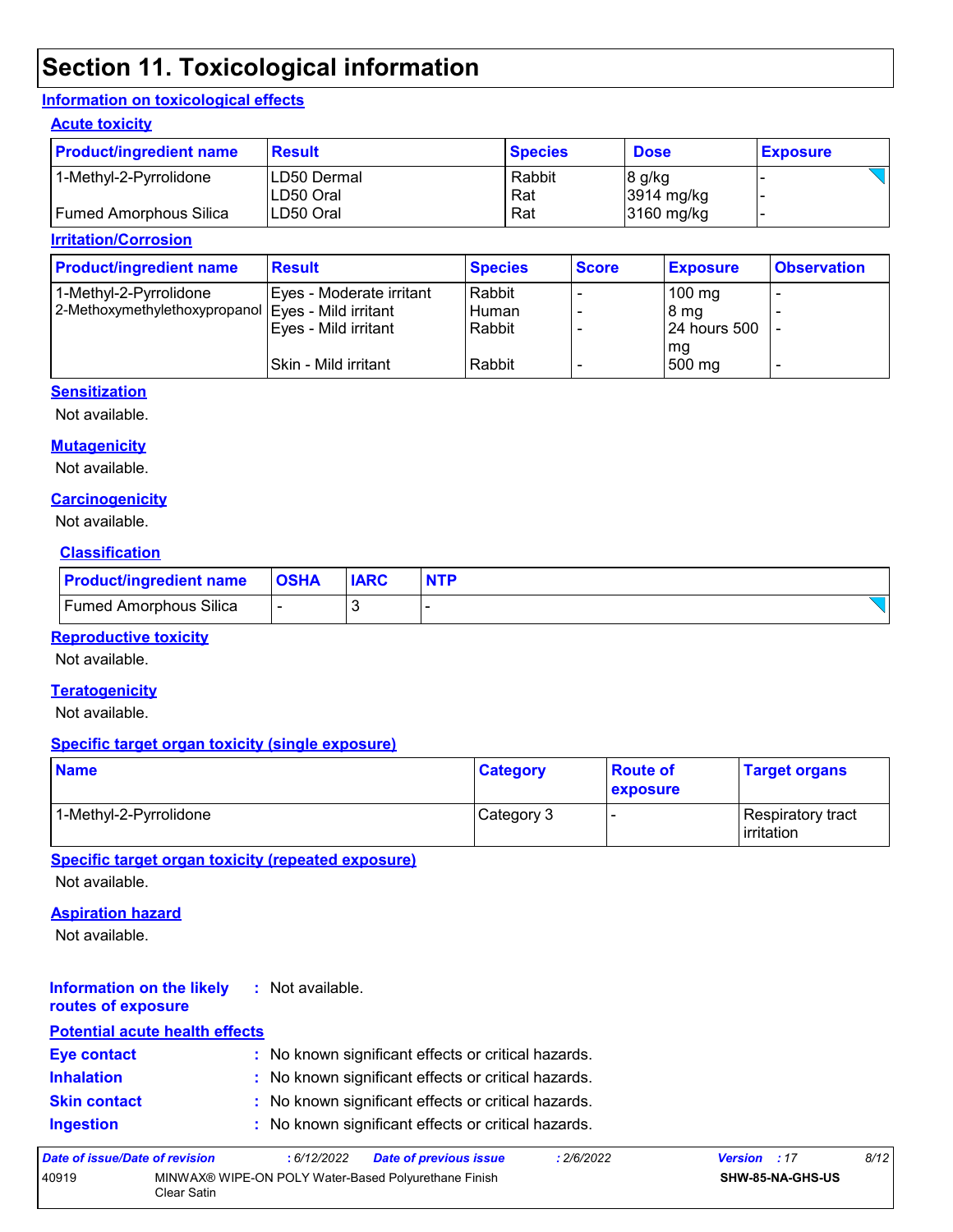# Section 11. Toxicological information

## Information on toxicological effects

### Acute toxicity

| Product/ingredient name | Result | Species | Dose | Exposure |
|---|---|---|---|---|
| 1-Methyl-2-Pyrrolidone | LD50 Dermal | Rabbit | 8 g/kg | - |
| | LD50 Oral | Rat | 3914 mg/kg | - |
| Fumed Amorphous Silica | LD50 Oral | Rat | 3160 mg/kg | - |

### Irritation/Corrosion

| Product/ingredient name | Result | Species | Score | Exposure | Observation |
|---|---|---|---|---|---|
| 1-Methyl-2-Pyrrolidone | Eyes - Moderate irritant | Rabbit | - | 100 mg | - |
| 2-Methoxymethylethoxypropanol | Eyes - Mild irritant | Human | - | 8 mg | - |
| | Eyes - Mild irritant | Rabbit | - | 24 hours 500 mg | - |
| | Skin - Mild irritant | Rabbit | - | 500 mg | - |

### Sensitization

Not available.

### Mutagenicity

Not available.

### Carcinogenicity

Not available.

### Classification

| Product/ingredient name | OSHA | IARC | NTP |
|---|---|---|---|
| Fumed Amorphous Silica | - | 3 | - |

### Reproductive toxicity

Not available.

### Teratogenicity

Not available.

### Specific target organ toxicity (single exposure)

| Name | Category | Route of exposure | Target organs |
|---|---|---|---|
| 1-Methyl-2-Pyrrolidone | Category 3 | - | Respiratory tract irritation |

### Specific target organ toxicity (repeated exposure)

Not available.

### Aspiration hazard

Not available.

**Information on the likely routes of exposure** : Not available.

### Potential acute health effects

**Eye contact** : No known significant effects or critical hazards.

**Inhalation** : No known significant effects or critical hazards.

**Skin contact** : No known significant effects or critical hazards.

**Ingestion** : No known significant effects or critical hazards.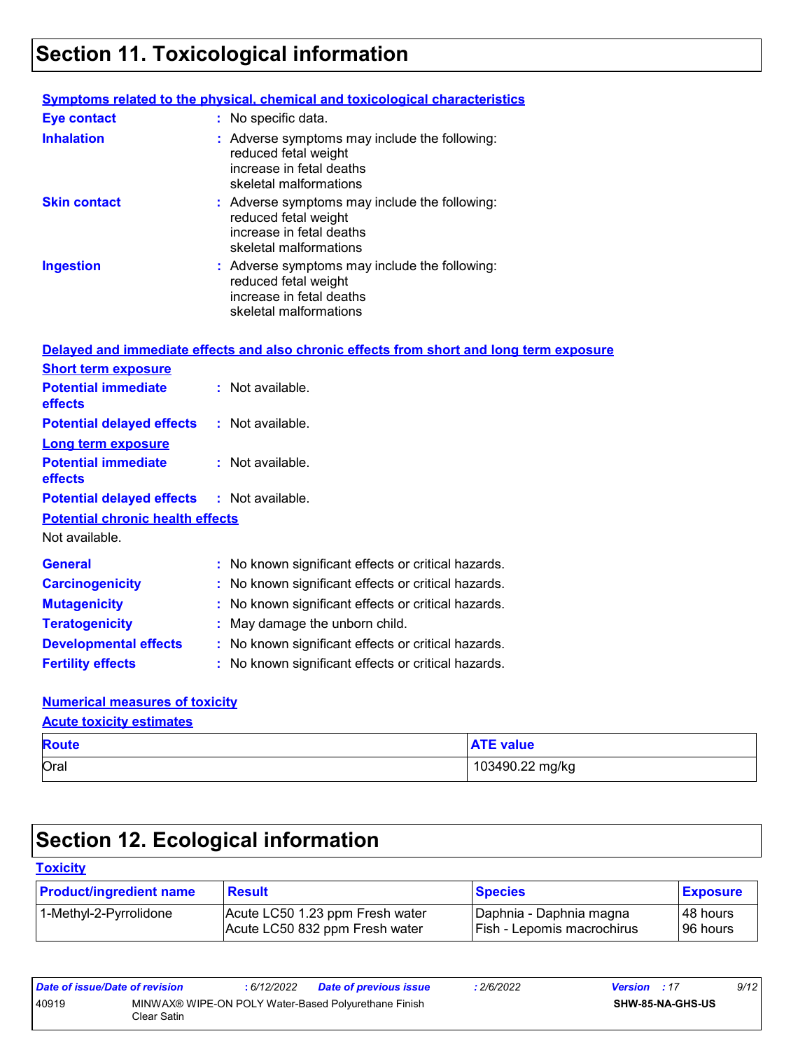## Section 11. Toxicological information

**Symptoms related to the physical, chemical and toxicological characteristics**

**Eye contact** : No specific data.

**Inhalation** : Adverse symptoms may include the following:
reduced fetal weight
increase in fetal deaths
skeletal malformations

**Skin contact** : Adverse symptoms may include the following:
reduced fetal weight
increase in fetal deaths
skeletal malformations

**Ingestion** : Adverse symptoms may include the following:
reduced fetal weight
increase in fetal deaths
skeletal malformations

**Delayed and immediate effects and also chronic effects from short and long term exposure**

**Short term exposure**

**Potential immediate effects** : Not available.

**Potential delayed effects** : Not available.

**Long term exposure**

**Potential immediate effects** : Not available.

**Potential delayed effects** : Not available.

**Potential chronic health effects**

Not available.

**General** : No known significant effects or critical hazards.

**Carcinogenicity** : No known significant effects or critical hazards.

**Mutagenicity** : No known significant effects or critical hazards.

**Teratogenicity** : May damage the unborn child.

**Developmental effects** : No known significant effects or critical hazards.

**Fertility effects** : No known significant effects or critical hazards.

**Numerical measures of toxicity**

**Acute toxicity estimates**

| Route | ATE value |
|---|---|
| Oral | 103490.22 mg/kg |

## Section 12. Ecological information

**Toxicity**

| Product/ingredient name | Result | Species | Exposure |
|---|---|---|---|
| 1-Methyl-2-Pyrrolidone | Acute LC50 1.23 ppm Fresh water<br>Acute LC50 832 ppm Fresh water | Daphnia - Daphnia magna<br>Fish - Lepomis macrochirus | 48 hours<br>96 hours |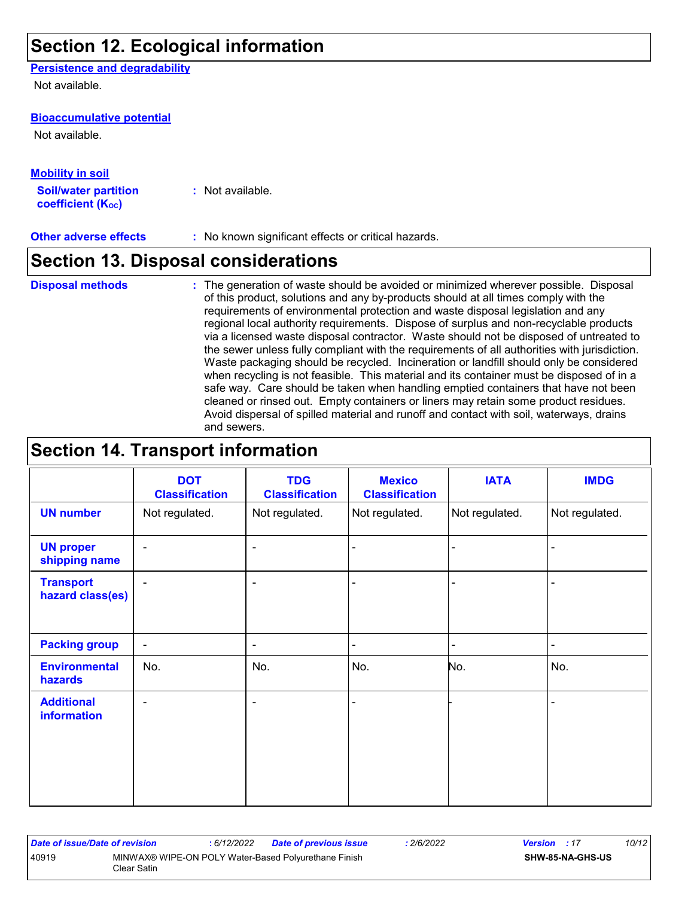## Section 12. Ecological information

**Persistence and degradability**

Not available.

**Bioaccumulative potential**

Not available.

**Mobility in soil**

**Soil/water partition coefficient ($K_{OC}$)** : Not available.

**Other adverse effects** : No known significant effects or critical hazards.

## Section 13. Disposal considerations

**Disposal methods** : The generation of waste should be avoided or minimized wherever possible. Disposal of this product, solutions and any by-products should at all times comply with the requirements of environmental protection and waste disposal legislation and any regional local authority requirements. Dispose of surplus and non-recyclable products via a licensed waste disposal contractor. Waste should not be disposed of untreated to the sewer unless fully compliant with the requirements of all authorities with jurisdiction. Waste packaging should be recycled. Incineration or landfill should only be considered when recycling is not feasible. This material and its container must be disposed of in a safe way. Care should be taken when handling emptied containers that have not been cleaned or rinsed out. Empty containers or liners may retain some product residues. Avoid dispersal of spilled material and runoff and contact with soil, waterways, drains and sewers.

## Section 14. Transport information

| | DOT Classification | TDG Classification | Mexico Classification | IATA | IMDG |
|---|---|---|---|---|---|
| **UN number** | Not regulated. | Not regulated. | Not regulated. | Not regulated. | Not regulated. |
| **UN proper shipping name** | - | - | - | - | - |
| **Transport hazard class(es)** | - | - | - | - | - |
| **Packing group** | - | - | - | - | - |
| **Environmental hazards** | No. | No. | No. | No. | No. |
| **Additional information** | - | - | - | - | - |

*Date of issue/Date of revision* : 6/12/2022 *Date of previous issue* : 2/6/2022 *Version* : 17

40919 MINWAX® WIPE-ON POLY Water-Based Polyurethane Finish Clear Satin SHW-85-NA-GHS-US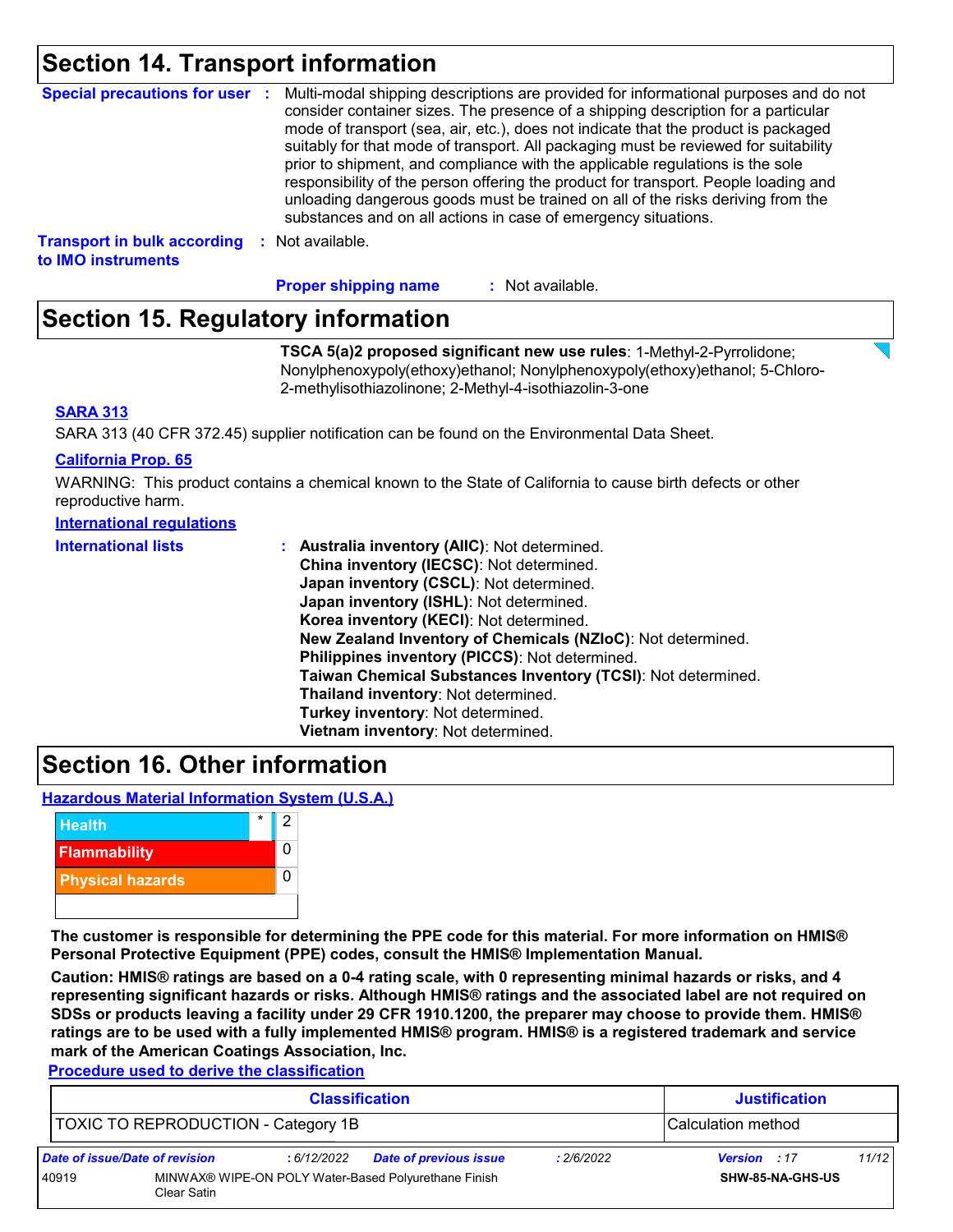## Section 14. Transport information

**Special precautions for user** : Multi-modal shipping descriptions are provided for informational purposes and do not consider container sizes. The presence of a shipping description for a particular mode of transport (sea, air, etc.), does not indicate that the product is packaged suitably for that mode of transport. All packaging must be reviewed for suitability prior to shipment, and compliance with the applicable regulations is the sole responsibility of the person offering the product for transport. People loading and unloading dangerous goods must be trained on all of the risks deriving from the substances and on all actions in case of emergency situations.

**Transport in bulk according to IMO instruments** : Not available.

**Proper shipping name** : Not available.

## Section 15. Regulatory information

**TSCA 5(a)2 proposed significant new use rules**: 1-Methyl-2-Pyrrolidone; Nonylphenoxypoly(ethoxy)ethanol; Nonylphenoxypoly(ethoxy)ethanol; 5-Chloro-2-methylisothiazolinone; 2-Methyl-4-isothiazolin-3-one

**SARA 313**

SARA 313 (40 CFR 372.45) supplier notification can be found on the Environmental Data Sheet.

**California Prop. 65**

WARNING: This product contains a chemical known to the State of California to cause birth defects or other reproductive harm.

**International regulations**

**International lists** :
- **Australia inventory (AIIC)**: Not determined.
- **China inventory (IECSC)**: Not determined.
- **Japan inventory (CSCL)**: Not determined.
- **Japan inventory (ISHL)**: Not determined.
- **Korea inventory (KECI)**: Not determined.
- **New Zealand Inventory of Chemicals (NZIoC)**: Not determined.
- **Philippines inventory (PICCS)**: Not determined.
- **Taiwan Chemical Substances Inventory (TCSI)**: Not determined.
- **Thailand inventory**: Not determined.
- **Turkey inventory**: Not determined.
- **Vietnam inventory**: Not determined.

## Section 16. Other information

**Hazardous Material Information System (U.S.A.)**

| | | |
|---|---|---|
| Health | * | 2 |
| Flammability | | 0 |
| Physical hazards | | 0 |
| | | |

**The customer is responsible for determining the PPE code for this material. For more information on HMIS® Personal Protective Equipment (PPE) codes, consult the HMIS® Implementation Manual.**

**Caution: HMIS® ratings are based on a 0-4 rating scale, with 0 representing minimal hazards or risks, and 4 representing significant hazards or risks. Although HMIS® ratings and the associated label are not required on SDSs or products leaving a facility under 29 CFR 1910.1200, the preparer may choose to provide them. HMIS® ratings are to be used with a fully implemented HMIS® program. HMIS® is a registered trademark and service mark of the American Coatings Association, Inc.**

**Procedure used to derive the classification**

| Classification | Justification |
|---|---|
| TOXIC TO REPRODUCTION - Category 1B | Calculation method |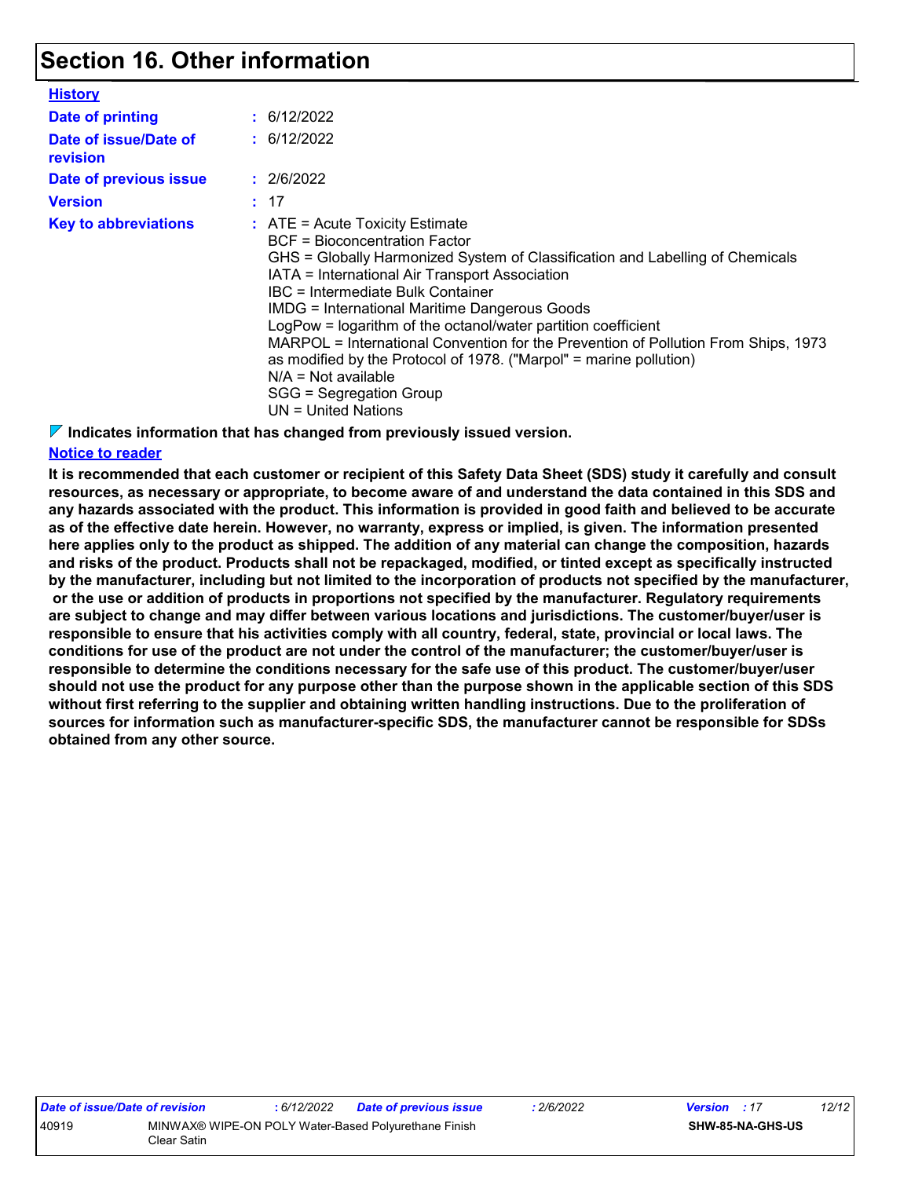# Section 16. Other information

**History**

**Date of printing** : 6/12/2022

**Date of issue/Date of revision** : 6/12/2022

**Date of previous issue** : 2/6/2022

**Version** : 17

**Key to abbreviations** : ATE = Acute Toxicity Estimate
BCF = Bioconcentration Factor
GHS = Globally Harmonized System of Classification and Labelling of Chemicals
IATA = International Air Transport Association
IBC = Intermediate Bulk Container
IMDG = International Maritime Dangerous Goods
LogPow = logarithm of the octanol/water partition coefficient
MARPOL = International Convention for the Prevention of Pollution From Ships, 1973 as modified by the Protocol of 1978. ("Marpol" = marine pollution)
N/A = Not available
SGG = Segregation Group
UN = United Nations

**Indicates information that has changed from previously issued version.**

**Notice to reader**

**It is recommended that each customer or recipient of this Safety Data Sheet (SDS) study it carefully and consult resources, as necessary or appropriate, to become aware of and understand the data contained in this SDS and any hazards associated with the product. This information is provided in good faith and believed to be accurate as of the effective date herein. However, no warranty, express or implied, is given. The information presented here applies only to the product as shipped. The addition of any material can change the composition, hazards and risks of the product. Products shall not be repackaged, modified, or tinted except as specifically instructed by the manufacturer, including but not limited to the incorporation of products not specified by the manufacturer, or the use or addition of products in proportions not specified by the manufacturer. Regulatory requirements are subject to change and may differ between various locations and jurisdictions. The customer/buyer/user is responsible to ensure that his activities comply with all country, federal, state, provincial or local laws. The conditions for use of the product are not under the control of the manufacturer; the customer/buyer/user is responsible to determine the conditions necessary for the safe use of this product. The customer/buyer/user should not use the product for any purpose other than the purpose shown in the applicable section of this SDS without first referring to the supplier and obtaining written handling instructions. Due to the proliferation of sources for information such as manufacturer-specific SDS, the manufacturer cannot be responsible for SDSs obtained from any other source.**